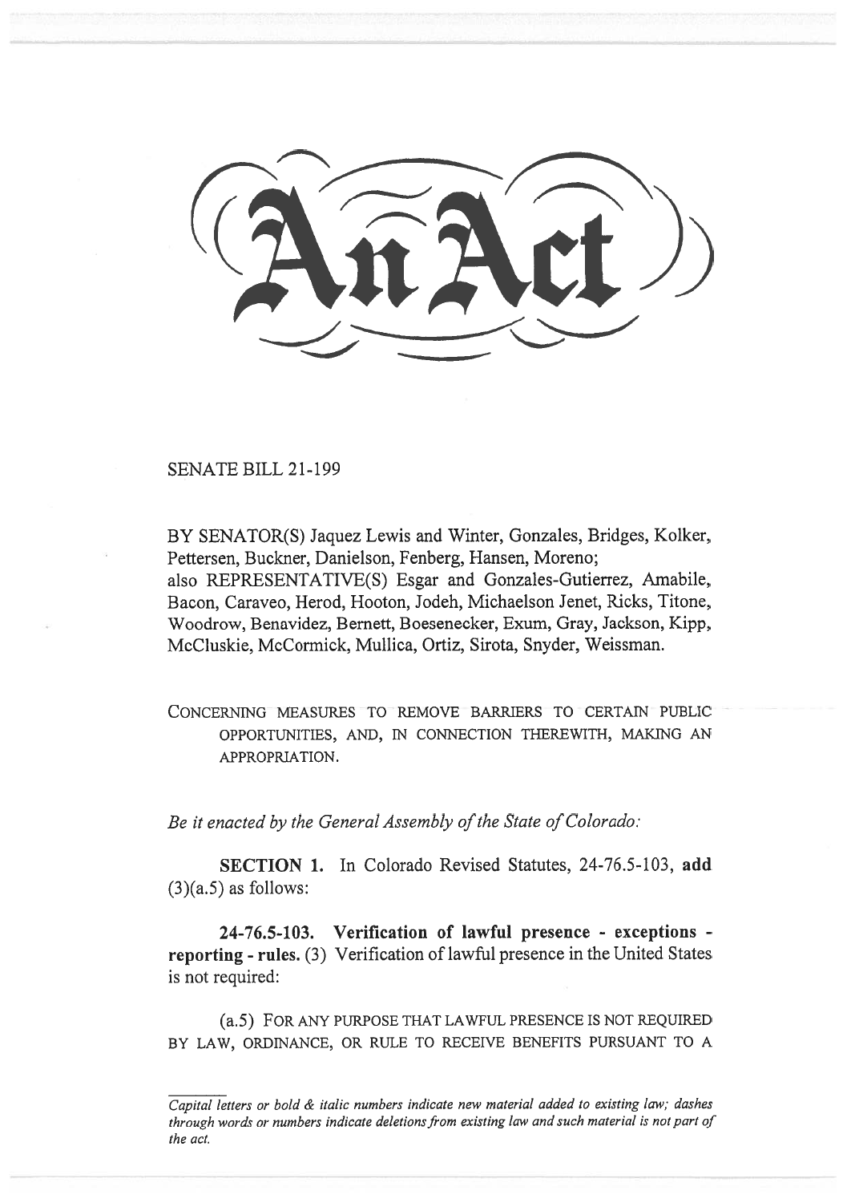# An Act

SENATE BILL 21-199

BY SENATOR(S) Jaquez Lewis and Winter, Gonzales, Bridges, Kolker, Pettersen, Buckner, Danielson, Fenberg, Hansen, Moreno;
also REPRESENTATIVE(S) Esgar and Gonzales-Gutierrez, Amabile, Bacon, Caraveo, Herod, Hooton, Jodeh, Michaelson Jenet, Ricks, Titone, Woodrow, Benavidez, Bernett, Boesenecker, Exum, Gray, Jackson, Kipp, McCluskie, McCormick, Mullica, Ortiz, Sirota, Snyder, Weissman.

CONCERNING MEASURES TO REMOVE BARRIERS TO CERTAIN PUBLIC OPPORTUNITIES, AND, IN CONNECTION THEREWITH, MAKING AN APPROPRIATION.

*Be it enacted by the General Assembly of the State of Colorado:*

**SECTION 1.** In Colorado Revised Statutes, 24-76.5-103, **add** (3)(a.5) as follows:

**24-76.5-103. Verification of lawful presence - exceptions - reporting - rules.** (3) Verification of lawful presence in the United States is not required:

(a.5) FOR ANY PURPOSE THAT LAWFUL PRESENCE IS NOT REQUIRED BY LAW, ORDINANCE, OR RULE TO RECEIVE BENEFITS PURSUANT TO A

*Capital letters or bold & italic numbers indicate new material added to existing law; dashes through words or numbers indicate deletions from existing law and such material is not part of the act.*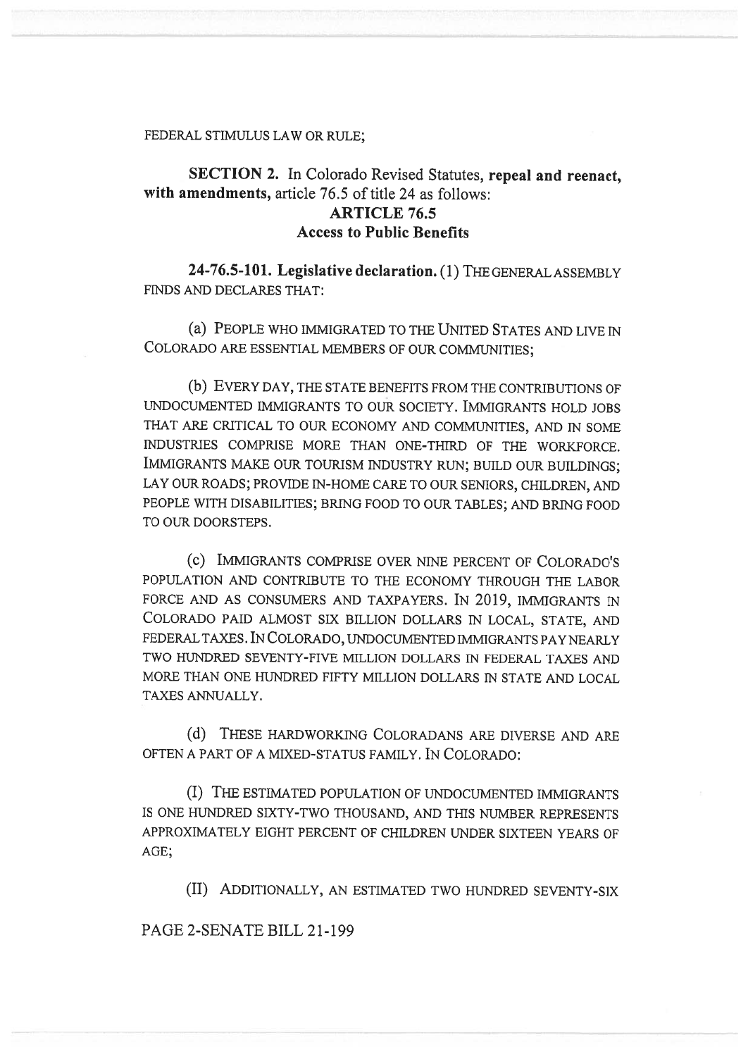FEDERAL STIMULUS LAW OR RULE;

**SECTION 2.** In Colorado Revised Statutes, **repeal and reenact, with amendments,** article 76.5 of title 24 as follows:

## ARTICLE 76.5
## Access to Public Benefits

**24-76.5-101. Legislative declaration.** (1) THE GENERAL ASSEMBLY FINDS AND DECLARES THAT:

(a) PEOPLE WHO IMMIGRATED TO THE UNITED STATES AND LIVE IN COLORADO ARE ESSENTIAL MEMBERS OF OUR COMMUNITIES;

(b) EVERY DAY, THE STATE BENEFITS FROM THE CONTRIBUTIONS OF UNDOCUMENTED IMMIGRANTS TO OUR SOCIETY. IMMIGRANTS HOLD JOBS THAT ARE CRITICAL TO OUR ECONOMY AND COMMUNITIES, AND IN SOME INDUSTRIES COMPRISE MORE THAN ONE-THIRD OF THE WORKFORCE. IMMIGRANTS MAKE OUR TOURISM INDUSTRY RUN; BUILD OUR BUILDINGS; LAY OUR ROADS; PROVIDE IN-HOME CARE TO OUR SENIORS, CHILDREN, AND PEOPLE WITH DISABILITIES; BRING FOOD TO OUR TABLES; AND BRING FOOD TO OUR DOORSTEPS.

(c) IMMIGRANTS COMPRISE OVER NINE PERCENT OF COLORADO'S POPULATION AND CONTRIBUTE TO THE ECONOMY THROUGH THE LABOR FORCE AND AS CONSUMERS AND TAXPAYERS. IN 2019, IMMIGRANTS IN COLORADO PAID ALMOST SIX BILLION DOLLARS IN LOCAL, STATE, AND FEDERAL TAXES. IN COLORADO, UNDOCUMENTED IMMIGRANTS PAY NEARLY TWO HUNDRED SEVENTY-FIVE MILLION DOLLARS IN FEDERAL TAXES AND MORE THAN ONE HUNDRED FIFTY MILLION DOLLARS IN STATE AND LOCAL TAXES ANNUALLY.

(d) THESE HARDWORKING COLORADANS ARE DIVERSE AND ARE OFTEN A PART OF A MIXED-STATUS FAMILY. IN COLORADO:

(I) THE ESTIMATED POPULATION OF UNDOCUMENTED IMMIGRANTS IS ONE HUNDRED SIXTY-TWO THOUSAND, AND THIS NUMBER REPRESENTS APPROXIMATELY EIGHT PERCENT OF CHILDREN UNDER SIXTEEN YEARS OF AGE;

(II) ADDITIONALLY, AN ESTIMATED TWO HUNDRED SEVENTY-SIX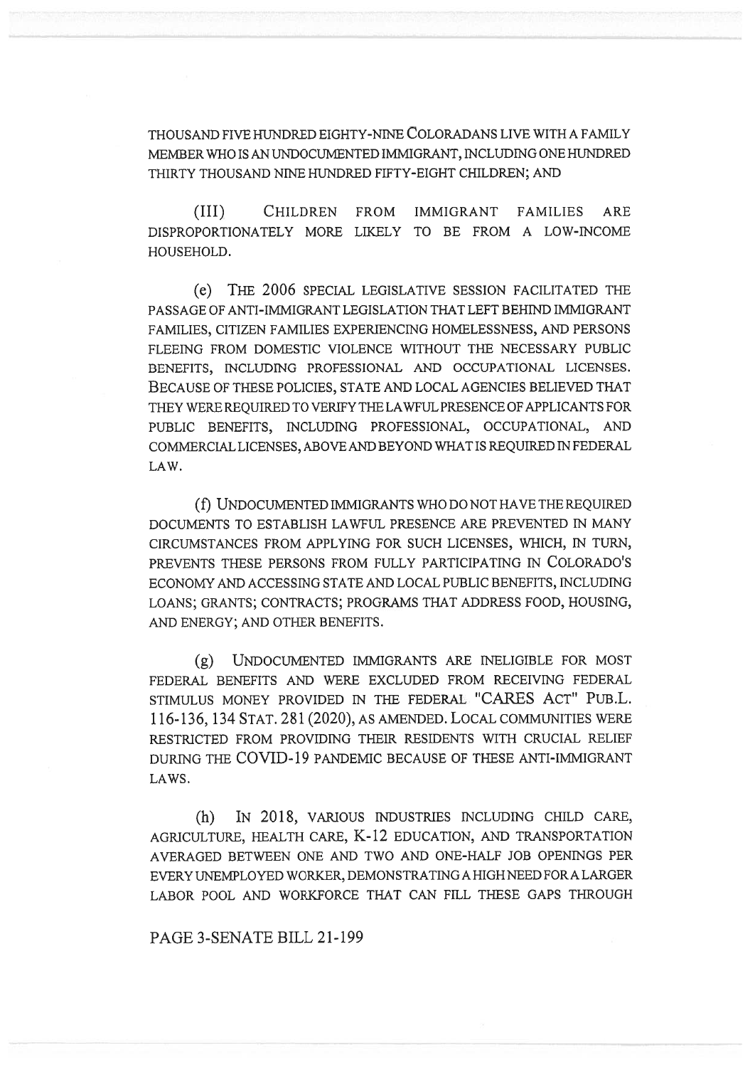THOUSAND FIVE HUNDRED EIGHTY-NINE COLORADANS LIVE WITH A FAMILY MEMBER WHO IS AN UNDOCUMENTED IMMIGRANT, INCLUDING ONE HUNDRED THIRTY THOUSAND NINE HUNDRED FIFTY-EIGHT CHILDREN; AND

(III) CHILDREN FROM IMMIGRANT FAMILIES ARE DISPROPORTIONATELY MORE LIKELY TO BE FROM A LOW-INCOME HOUSEHOLD.

(e) THE 2006 SPECIAL LEGISLATIVE SESSION FACILITATED THE PASSAGE OF ANTI-IMMIGRANT LEGISLATION THAT LEFT BEHIND IMMIGRANT FAMILIES, CITIZEN FAMILIES EXPERIENCING HOMELESSNESS, AND PERSONS FLEEING FROM DOMESTIC VIOLENCE WITHOUT THE NECESSARY PUBLIC BENEFITS, INCLUDING PROFESSIONAL AND OCCUPATIONAL LICENSES. BECAUSE OF THESE POLICIES, STATE AND LOCAL AGENCIES BELIEVED THAT THEY WERE REQUIRED TO VERIFY THE LAWFUL PRESENCE OF APPLICANTS FOR PUBLIC BENEFITS, INCLUDING PROFESSIONAL, OCCUPATIONAL, AND COMMERCIAL LICENSES, ABOVE AND BEYOND WHAT IS REQUIRED IN FEDERAL LAW.

(f) UNDOCUMENTED IMMIGRANTS WHO DO NOT HAVE THE REQUIRED DOCUMENTS TO ESTABLISH LAWFUL PRESENCE ARE PREVENTED IN MANY CIRCUMSTANCES FROM APPLYING FOR SUCH LICENSES, WHICH, IN TURN, PREVENTS THESE PERSONS FROM FULLY PARTICIPATING IN COLORADO'S ECONOMY AND ACCESSING STATE AND LOCAL PUBLIC BENEFITS, INCLUDING LOANS; GRANTS; CONTRACTS; PROGRAMS THAT ADDRESS FOOD, HOUSING, AND ENERGY; AND OTHER BENEFITS.

(g) UNDOCUMENTED IMMIGRANTS ARE INELIGIBLE FOR MOST FEDERAL BENEFITS AND WERE EXCLUDED FROM RECEIVING FEDERAL STIMULUS MONEY PROVIDED IN THE FEDERAL "CARES ACT" PUB.L. 116-136, 134 STAT. 281 (2020), AS AMENDED. LOCAL COMMUNITIES WERE RESTRICTED FROM PROVIDING THEIR RESIDENTS WITH CRUCIAL RELIEF DURING THE COVID-19 PANDEMIC BECAUSE OF THESE ANTI-IMMIGRANT LAWS.

(h) IN 2018, VARIOUS INDUSTRIES INCLUDING CHILD CARE, AGRICULTURE, HEALTH CARE, K-12 EDUCATION, AND TRANSPORTATION AVERAGED BETWEEN ONE AND TWO AND ONE-HALF JOB OPENINGS PER EVERY UNEMPLOYED WORKER, DEMONSTRATING A HIGH NEED FOR A LARGER LABOR POOL AND WORKFORCE THAT CAN FILL THESE GAPS THROUGH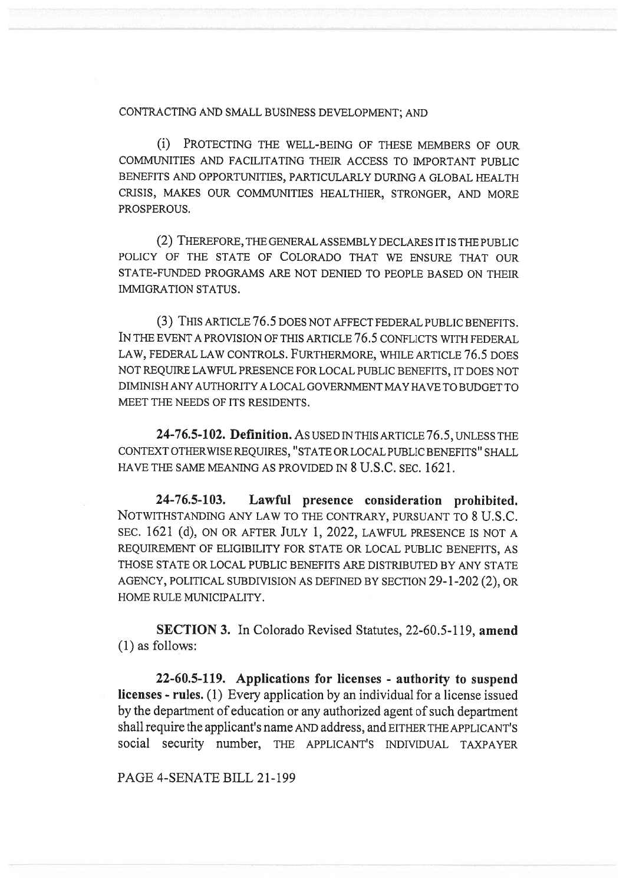CONTRACTING AND SMALL BUSINESS DEVELOPMENT; AND

(i) PROTECTING THE WELL-BEING OF THESE MEMBERS OF OUR COMMUNITIES AND FACILITATING THEIR ACCESS TO IMPORTANT PUBLIC BENEFITS AND OPPORTUNITIES, PARTICULARLY DURING A GLOBAL HEALTH CRISIS, MAKES OUR COMMUNITIES HEALTHIER, STRONGER, AND MORE PROSPEROUS.

(2) THEREFORE, THE GENERAL ASSEMBLY DECLARES IT IS THE PUBLIC POLICY OF THE STATE OF COLORADO THAT WE ENSURE THAT OUR STATE-FUNDED PROGRAMS ARE NOT DENIED TO PEOPLE BASED ON THEIR IMMIGRATION STATUS.

(3) THIS ARTICLE 76.5 DOES NOT AFFECT FEDERAL PUBLIC BENEFITS. IN THE EVENT A PROVISION OF THIS ARTICLE 76.5 CONFLICTS WITH FEDERAL LAW, FEDERAL LAW CONTROLS. FURTHERMORE, WHILE ARTICLE 76.5 DOES NOT REQUIRE LAWFUL PRESENCE FOR LOCAL PUBLIC BENEFITS, IT DOES NOT DIMINISH ANY AUTHORITY A LOCAL GOVERNMENT MAY HAVE TO BUDGET TO MEET THE NEEDS OF ITS RESIDENTS.

**24-76.5-102. Definition.** AS USED IN THIS ARTICLE 76.5, UNLESS THE CONTEXT OTHERWISE REQUIRES, "STATE OR LOCAL PUBLIC BENEFITS" SHALL HAVE THE SAME MEANING AS PROVIDED IN 8 U.S.C. SEC. 1621.

**24-76.5-103. Lawful presence consideration prohibited.** NOTWITHSTANDING ANY LAW TO THE CONTRARY, PURSUANT TO 8 U.S.C. SEC. 1621 (d), ON OR AFTER JULY 1, 2022, LAWFUL PRESENCE IS NOT A REQUIREMENT OF ELIGIBILITY FOR STATE OR LOCAL PUBLIC BENEFITS, AS THOSE STATE OR LOCAL PUBLIC BENEFITS ARE DISTRIBUTED BY ANY STATE AGENCY, POLITICAL SUBDIVISION AS DEFINED BY SECTION 29-1-202 (2), OR HOME RULE MUNICIPALITY.

**SECTION 3.** In Colorado Revised Statutes, 22-60.5-119, **amend** (1) as follows:

**22-60.5-119. Applications for licenses - authority to suspend licenses - rules.** (1) Every application by an individual for a license issued by the department of education or any authorized agent of such department shall require the applicant's name AND address, and EITHER THE APPLICANT'S social security number, THE APPLICANT'S INDIVIDUAL TAXPAYER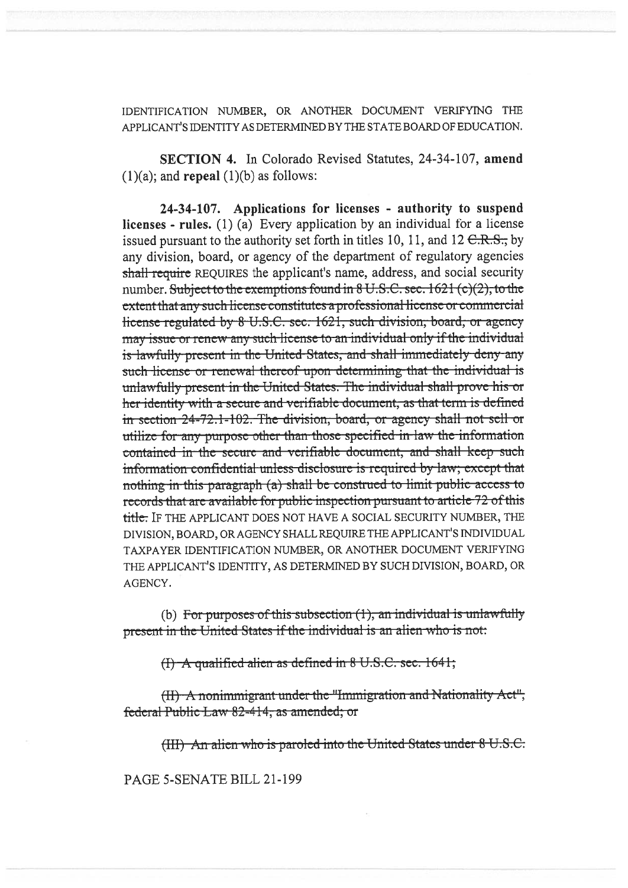IDENTIFICATION NUMBER, OR ANOTHER DOCUMENT VERIFYING THE APPLICANT'S IDENTITY AS DETERMINED BY THE STATE BOARD OF EDUCATION.

**SECTION 4.** In Colorado Revised Statutes, 24-34-107, **amend** (1)(a); and **repeal** (1)(b) as follows:

**24-34-107. Applications for licenses - authority to suspend licenses - rules.** (1) (a) Every application by an individual for a license issued pursuant to the authority set forth in titles 10, 11, and 12 ~~C.R.S.,~~ by any division, board, or agency of the department of regulatory agencies ~~shall require~~ REQUIRES the applicant's name, address, and social security number. ~~Subject to the exemptions found in 8 U.S.C. sec. 1621 (c)(2), to the extent that any such license constitutes a professional license or commercial license regulated by 8 U.S.C. sec. 1621, such division, board, or agency may issue or renew any such license to an individual only if the individual is lawfully present in the United States, and shall immediately deny any such license or renewal thereof upon determining that the individual is unlawfully present in the United States. The individual shall prove his or her identity with a secure and verifiable document, as that term is defined in section 24-72.1-102. The division, board, or agency shall not sell or utilize for any purpose other than those specified in law the information contained in the secure and verifiable document, and shall keep such information confidential unless disclosure is required by law; except that nothing in this paragraph (a) shall be construed to limit public access to records that are available for public inspection pursuant to article 72 of this title.~~ IF THE APPLICANT DOES NOT HAVE A SOCIAL SECURITY NUMBER, THE DIVISION, BOARD, OR AGENCY SHALL REQUIRE THE APPLICANT'S INDIVIDUAL TAXPAYER IDENTIFICATION NUMBER, OR ANOTHER DOCUMENT VERIFYING THE APPLICANT'S IDENTITY, AS DETERMINED BY SUCH DIVISION, BOARD, OR AGENCY.

(b) ~~For purposes of this subsection (1), an individual is unlawfully present in the United States if the individual is an alien who is not:~~

~~(I) A qualified alien as defined in 8 U.S.C. sec. 1641;~~

~~(II) A nonimmigrant under the "Immigration and Nationality Act", federal Public Law 82-414, as amended; or~~

~~(III) An alien who is paroled into the United States under 8 U.S.C.~~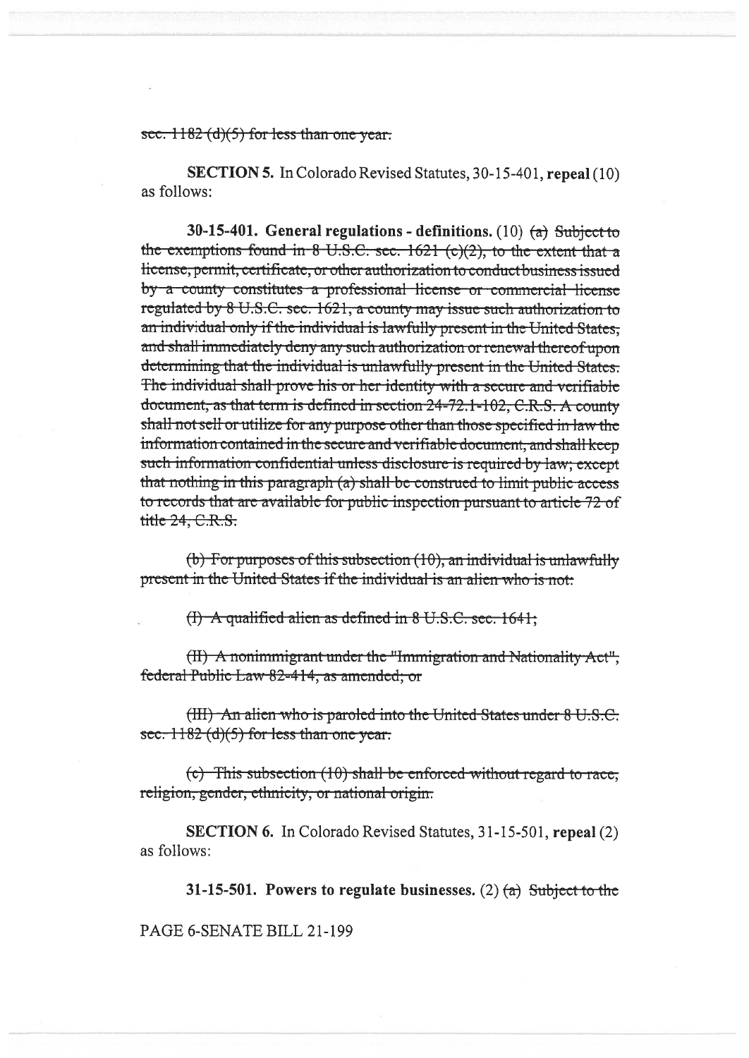~~sec. 1182 (d)(5) for less than one year.~~

**SECTION 5.** In Colorado Revised Statutes, 30-15-401, **repeal** (10) as follows:

**30-15-401. General regulations - definitions.** (10) ~~(a) Subject to the exemptions found in 8 U.S.C. sec. 1621 (c)(2), to the extent that a license, permit, certificate, or other authorization to conduct business issued by a county constitutes a professional license or commercial license regulated by 8 U.S.C. sec. 1621, a county may issue such authorization to an individual only if the individual is lawfully present in the United States, and shall immediately deny any such authorization or renewal thereof upon determining that the individual is unlawfully present in the United States. The individual shall prove his or her identity with a secure and verifiable document, as that term is defined in section 24-72.1-102, C.R.S. A county shall not sell or utilize for any purpose other than those specified in law the information contained in the secure and verifiable document, and shall keep such information confidential unless disclosure is required by law; except that nothing in this paragraph (a) shall be construed to limit public access to records that are available for public inspection pursuant to article 72 of title 24, C.R.S.~~

~~(b) For purposes of this subsection (10), an individual is unlawfully present in the United States if the individual is an alien who is not:~~

~~(I) A qualified alien as defined in 8 U.S.C. sec. 1641;~~

~~(II) A nonimmigrant under the "Immigration and Nationality Act", federal Public Law 82-414, as amended; or~~

~~(III) An alien who is paroled into the United States under 8 U.S.C. sec. 1182 (d)(5) for less than one year.~~

~~(c) This subsection (10) shall be enforced without regard to race, religion, gender, ethnicity, or national origin.~~

**SECTION 6.** In Colorado Revised Statutes, 31-15-501, **repeal** (2) as follows:

**31-15-501. Powers to regulate businesses.** (2) ~~(a) Subject to the~~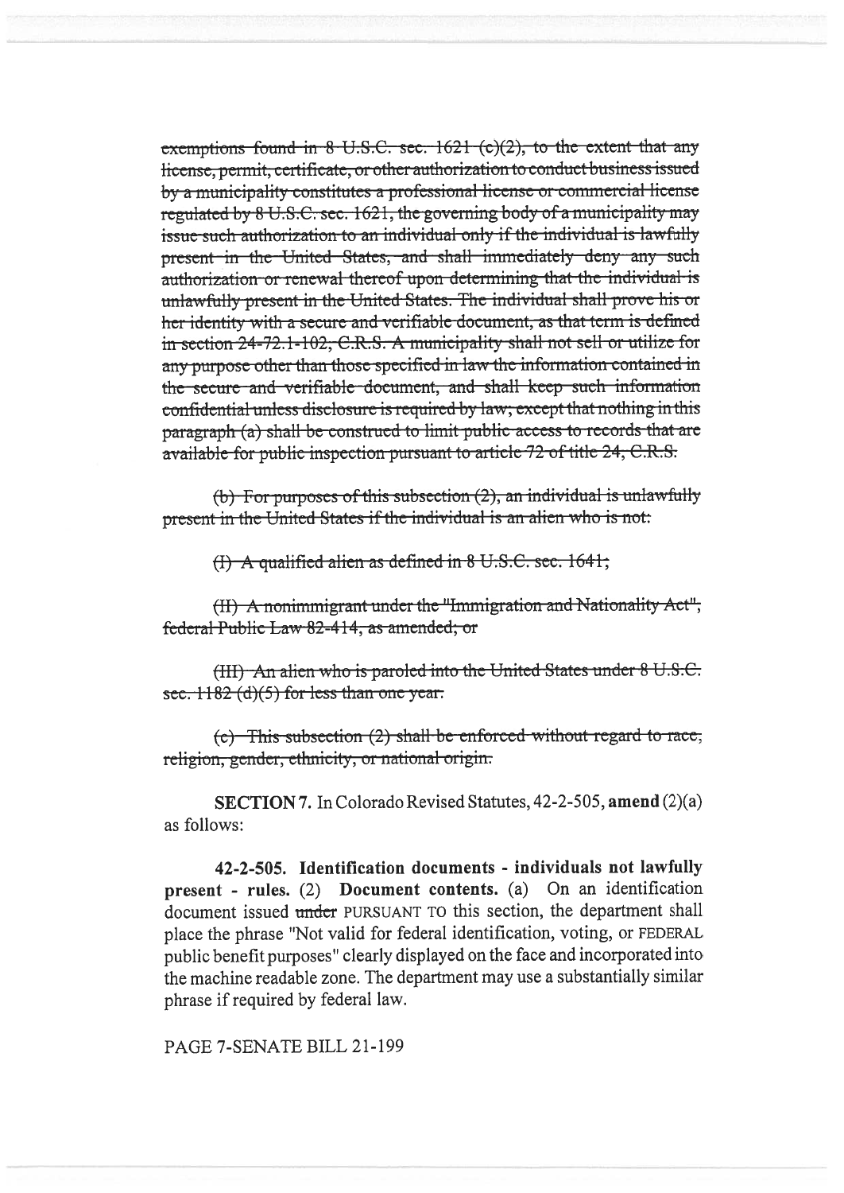~~exemptions found in 8 U.S.C. sec. 1621 (c)(2), to the extent that any license, permit, certificate, or other authorization to conduct business issued by a municipality constitutes a professional license or commercial license regulated by 8 U.S.C. sec. 1621, the governing body of a municipality may issue such authorization to an individual only if the individual is lawfully present in the United States, and shall immediately deny any such authorization or renewal thereof upon determining that the individual is unlawfully present in the United States. The individual shall prove his or her identity with a secure and verifiable document, as that term is defined in section 24-72.1-102, C.R.S. A municipality shall not sell or utilize for any purpose other than those specified in law the information contained in the secure and verifiable document, and shall keep such information confidential unless disclosure is required by law; except that nothing in this paragraph (a) shall be construed to limit public access to records that are available for public inspection pursuant to article 72 of title 24, C.R.S.~~

~~(b) For purposes of this subsection (2), an individual is unlawfully present in the United States if the individual is an alien who is not:~~

~~(I) A qualified alien as defined in 8 U.S.C. sec. 1641;~~

~~(II) A nonimmigrant under the "Immigration and Nationality Act", federal Public Law 82-414, as amended; or~~

~~(III) An alien who is paroled into the United States under 8 U.S.C. sec. 1182 (d)(5) for less than one year.~~

~~(c) This subsection (2) shall be enforced without regard to race, religion, gender, ethnicity, or national origin.~~

**SECTION 7.** In Colorado Revised Statutes, 42-2-505, **amend** (2)(a) as follows:

**42-2-505. Identification documents - individuals not lawfully present - rules.** (2) **Document contents.** (a) On an identification document issued ~~under~~ PURSUANT TO this section, the department shall place the phrase "Not valid for federal identification, voting, or FEDERAL public benefit purposes" clearly displayed on the face and incorporated into the machine readable zone. The department may use a substantially similar phrase if required by federal law.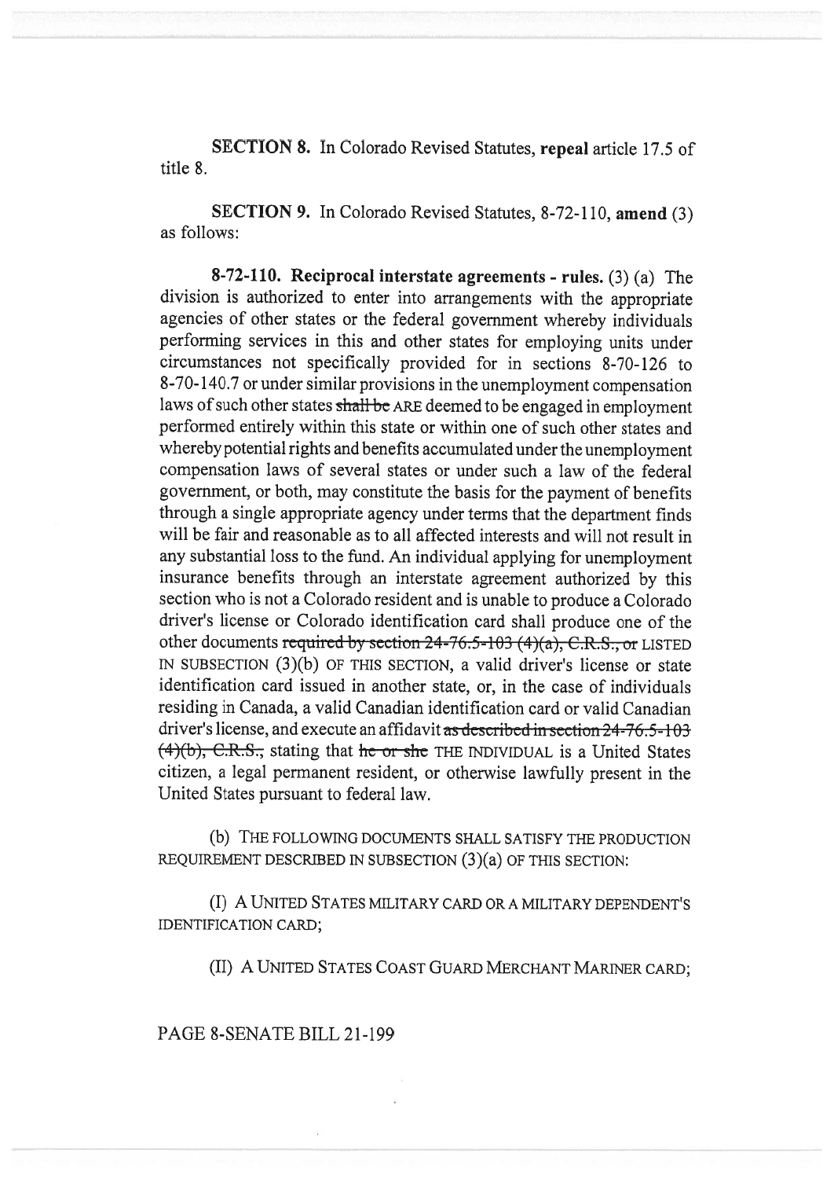**SECTION 8.** In Colorado Revised Statutes, **repeal** article 17.5 of title 8.

**SECTION 9.** In Colorado Revised Statutes, 8-72-110, **amend** (3) as follows:

**8-72-110. Reciprocal interstate agreements - rules.** (3) (a) The division is authorized to enter into arrangements with the appropriate agencies of other states or the federal government whereby individuals performing services in this and other states for employing units under circumstances not specifically provided for in sections 8-70-126 to 8-70-140.7 or under similar provisions in the unemployment compensation laws of such other states ~~shall be~~ ARE deemed to be engaged in employment performed entirely within this state or within one of such other states and whereby potential rights and benefits accumulated under the unemployment compensation laws of several states or under such a law of the federal government, or both, may constitute the basis for the payment of benefits through a single appropriate agency under terms that the department finds will be fair and reasonable as to all affected interests and will not result in any substantial loss to the fund. An individual applying for unemployment insurance benefits through an interstate agreement authorized by this section who is not a Colorado resident and is unable to produce a Colorado driver's license or Colorado identification card shall produce one of the other documents ~~required by section 24-76.5-103 (4)(a), C.R.S., or~~ LISTED IN SUBSECTION (3)(b) OF THIS SECTION, a valid driver's license or state identification card issued in another state, or, in the case of individuals residing in Canada, a valid Canadian identification card or valid Canadian driver's license, and execute an affidavit ~~as described in section 24-76.5-103 (4)(b), C.R.S.,~~ stating that ~~he or she~~ THE INDIVIDUAL is a United States citizen, a legal permanent resident, or otherwise lawfully present in the United States pursuant to federal law.

(b) THE FOLLOWING DOCUMENTS SHALL SATISFY THE PRODUCTION REQUIREMENT DESCRIBED IN SUBSECTION (3)(a) OF THIS SECTION:

(I) A UNITED STATES MILITARY CARD OR A MILITARY DEPENDENT'S IDENTIFICATION CARD;

(II) A UNITED STATES COAST GUARD MERCHANT MARINER CARD;

PAGE 8-SENATE BILL 21-199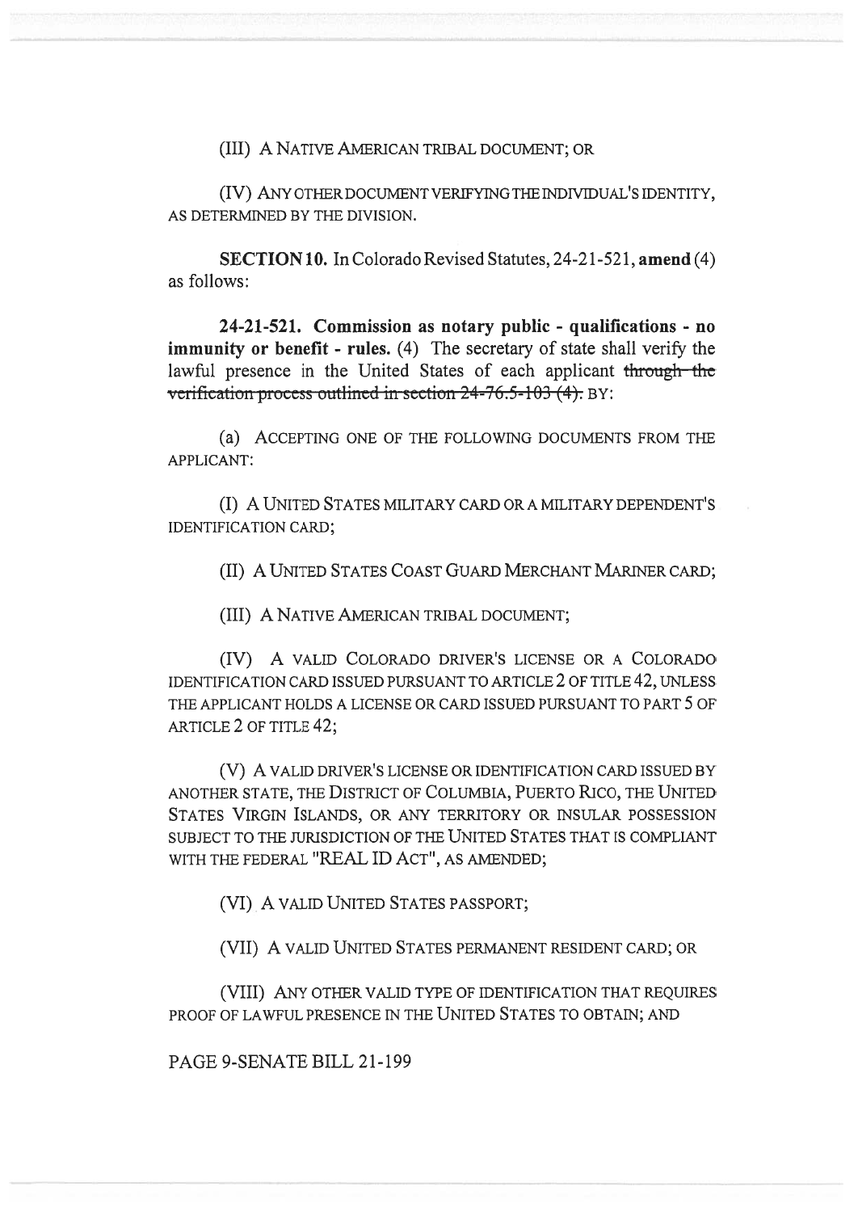(III) A NATIVE AMERICAN TRIBAL DOCUMENT; OR

(IV) ANY OTHER DOCUMENT VERIFYING THE INDIVIDUAL'S IDENTITY, AS DETERMINED BY THE DIVISION.

**SECTION 10.** In Colorado Revised Statutes, 24-21-521, **amend** (4) as follows:

**24-21-521. Commission as notary public - qualifications - no immunity or benefit - rules.** (4) The secretary of state shall verify the lawful presence in the United States of each applicant ~~through the verification process outlined in section 24-76.5-103 (4).~~ BY:

(a) ACCEPTING ONE OF THE FOLLOWING DOCUMENTS FROM THE APPLICANT:

(I) A UNITED STATES MILITARY CARD OR A MILITARY DEPENDENT'S IDENTIFICATION CARD;

(II) A UNITED STATES COAST GUARD MERCHANT MARINER CARD;

(III) A NATIVE AMERICAN TRIBAL DOCUMENT;

(IV) A VALID COLORADO DRIVER'S LICENSE OR A COLORADO IDENTIFICATION CARD ISSUED PURSUANT TO ARTICLE 2 OF TITLE 42, UNLESS THE APPLICANT HOLDS A LICENSE OR CARD ISSUED PURSUANT TO PART 5 OF ARTICLE 2 OF TITLE 42;

(V) A VALID DRIVER'S LICENSE OR IDENTIFICATION CARD ISSUED BY ANOTHER STATE, THE DISTRICT OF COLUMBIA, PUERTO RICO, THE UNITED STATES VIRGIN ISLANDS, OR ANY TERRITORY OR INSULAR POSSESSION SUBJECT TO THE JURISDICTION OF THE UNITED STATES THAT IS COMPLIANT WITH THE FEDERAL "REAL ID ACT", AS AMENDED;

(VI) A VALID UNITED STATES PASSPORT;

(VII) A VALID UNITED STATES PERMANENT RESIDENT CARD; OR

(VIII) ANY OTHER VALID TYPE OF IDENTIFICATION THAT REQUIRES PROOF OF LAWFUL PRESENCE IN THE UNITED STATES TO OBTAIN; AND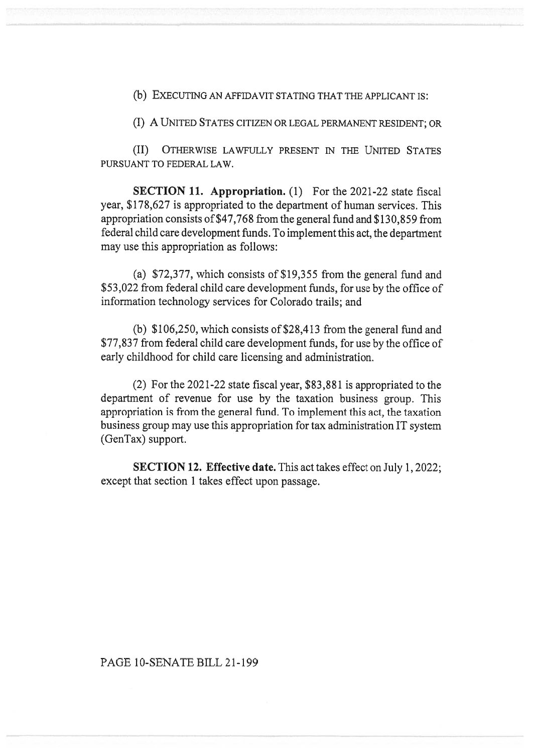(b) EXECUTING AN AFFIDAVIT STATING THAT THE APPLICANT IS:

(I) A UNITED STATES CITIZEN OR LEGAL PERMANENT RESIDENT; OR

(II) OTHERWISE LAWFULLY PRESENT IN THE UNITED STATES PURSUANT TO FEDERAL LAW.

**SECTION 11. Appropriation.** (1) For the 2021-22 state fiscal year, $178,627 is appropriated to the department of human services. This appropriation consists of $47,768 from the general fund and $130,859 from federal child care development funds. To implement this act, the department may use this appropriation as follows:

(a) $72,377, which consists of $19,355 from the general fund and $53,022 from federal child care development funds, for use by the office of information technology services for Colorado trails; and

(b) $106,250, which consists of $28,413 from the general fund and $77,837 from federal child care development funds, for use by the office of early childhood for child care licensing and administration.

(2) For the 2021-22 state fiscal year, $83,881 is appropriated to the department of revenue for use by the taxation business group. This appropriation is from the general fund. To implement this act, the taxation business group may use this appropriation for tax administration IT system (GenTax) support.

**SECTION 12. Effective date.** This act takes effect on July 1, 2022; except that section 1 takes effect upon passage.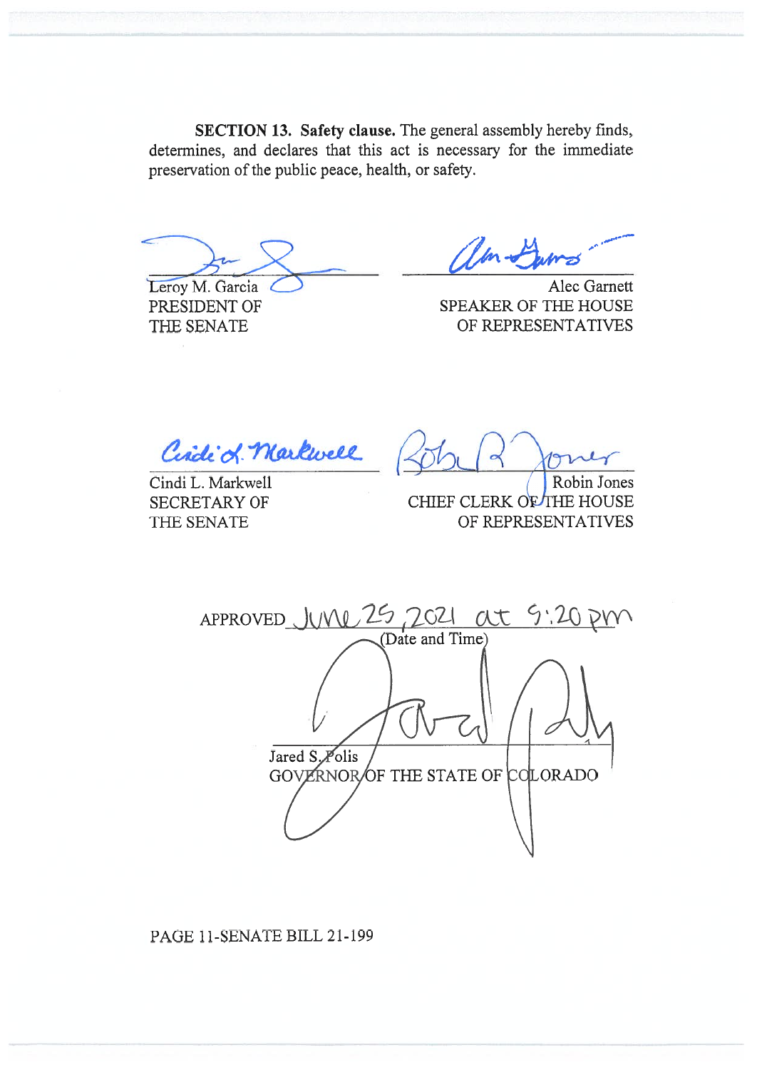**SECTION 13. Safety clause.** The general assembly hereby finds, determines, and declares that this act is necessary for the immediate preservation of the public peace, health, or safety.

Leroy M. Garcia
PRESIDENT OF
THE SENATE

Alec Garnett
SPEAKER OF THE HOUSE
OF REPRESENTATIVES

Cindi L. Markwell
SECRETARY OF
THE SENATE

Robin Jones
CHIEF CLERK OF THE HOUSE
OF REPRESENTATIVES

APPROVED June 25, 2021 at 5:20 pm
(Date and Time)

Jared S. Polis
GOVERNOR OF THE STATE OF COLORADO

PAGE 11-SENATE BILL 21-199